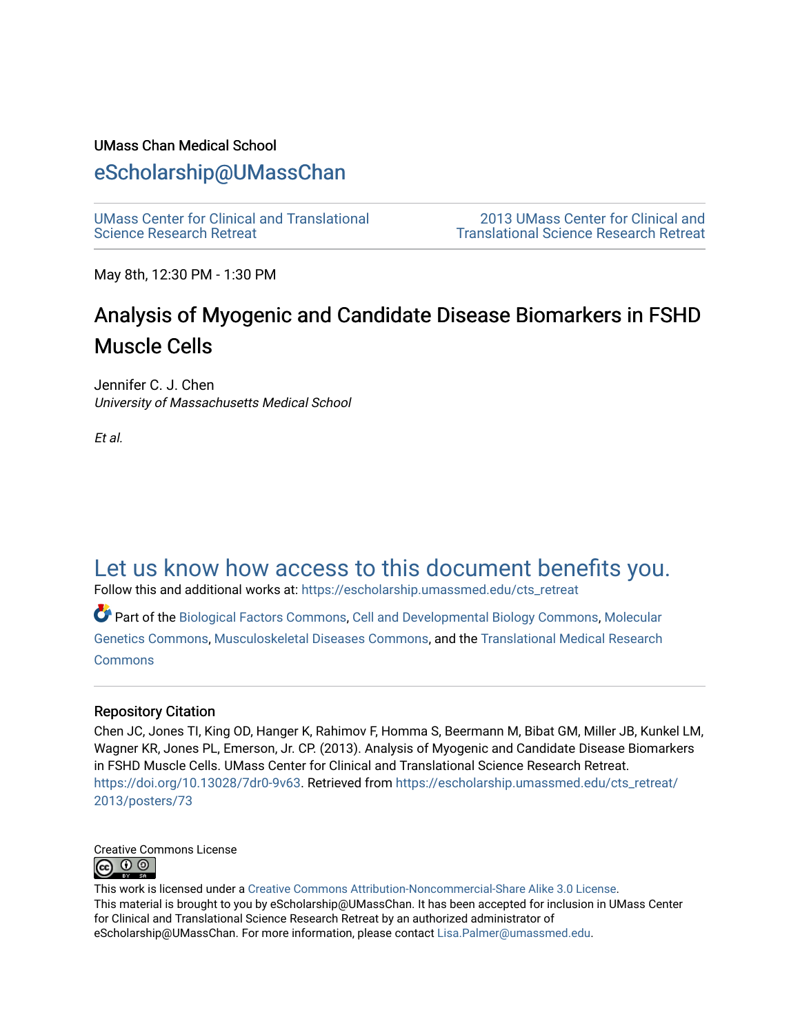UMass Chan Medical School

# eScholarship@UMassChan

UMass Center for Clinical and Translational Science Research Retreat

2013 UMass Center for Clinical and Translational Science Research Retreat

May 8th, 12:30 PM - 1:30 PM

## Analysis of Myogenic and Candidate Disease Biomarkers in FSHD Muscle Cells

Jennifer C. J. Chen
*University of Massachusetts Medical School*

*Et al.*

## Let us know how access to this document benefits you.

Follow this and additional works at: https://escholarship.umassmed.edu/cts_retreat

Part of the Biological Factors Commons, Cell and Developmental Biology Commons, Molecular Genetics Commons, Musculoskeletal Diseases Commons, and the Translational Medical Research Commons

### Repository Citation

Chen JC, Jones TI, King OD, Hanger K, Rahimov F, Homma S, Beermann M, Bibat GM, Miller JB, Kunkel LM, Wagner KR, Jones PL, Emerson, Jr. CP. (2013). Analysis of Myogenic and Candidate Disease Biomarkers in FSHD Muscle Cells. UMass Center for Clinical and Translational Science Research Retreat. https://doi.org/10.13028/7dr0-9v63. Retrieved from https://escholarship.umassmed.edu/cts_retreat/2013/posters/73

Creative Commons License

This work is licensed under a Creative Commons Attribution-Noncommercial-Share Alike 3.0 License.
This material is brought to you by eScholarship@UMassChan. It has been accepted for inclusion in UMass Center for Clinical and Translational Science Research Retreat by an authorized administrator of eScholarship@UMassChan. For more information, please contact Lisa.Palmer@umassmed.edu.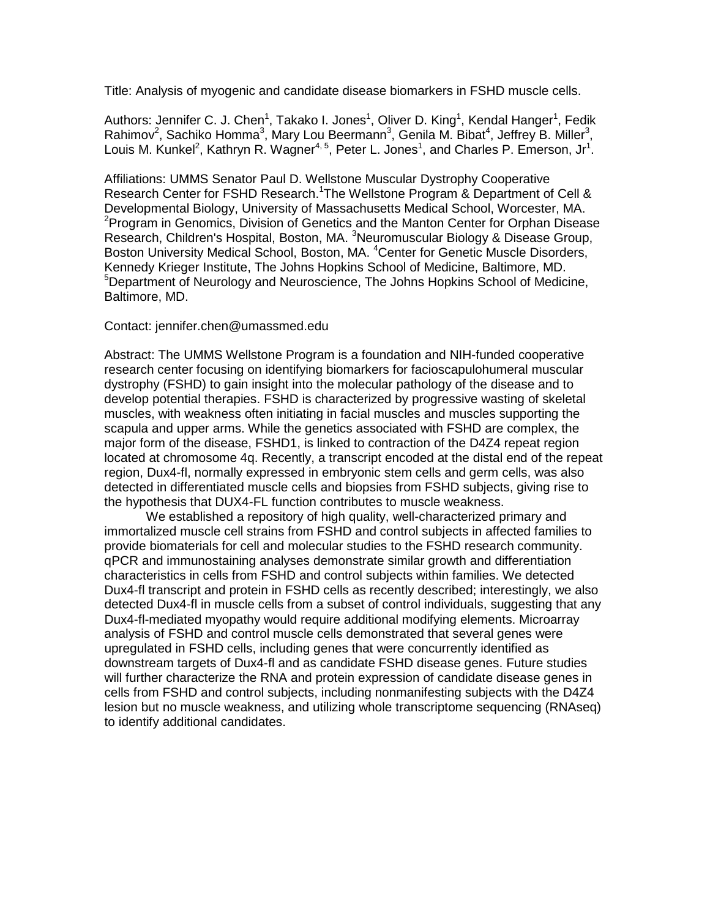Title: Analysis of myogenic and candidate disease biomarkers in FSHD muscle cells.

Authors: Jennifer C. J. Chen[1], Takako I. Jones[1], Oliver D. King[1], Kendal Hanger[1], Fedik Rahimov[2], Sachiko Homma[3], Mary Lou Beermann[3], Genila M. Bibat[4], Jeffrey B. Miller[3], Louis M. Kunkel[2], Kathryn R. Wagner[4, 5], Peter L. Jones[1], and Charles P. Emerson, Jr[1].

Affiliations: UMMS Senator Paul D. Wellstone Muscular Dystrophy Cooperative Research Center for FSHD Research.[1]The Wellstone Program & Department of Cell & Developmental Biology, University of Massachusetts Medical School, Worcester, MA. [2]Program in Genomics, Division of Genetics and the Manton Center for Orphan Disease Research, Children's Hospital, Boston, MA. [3]Neuromuscular Biology & Disease Group, Boston University Medical School, Boston, MA. [4]Center for Genetic Muscle Disorders, Kennedy Krieger Institute, The Johns Hopkins School of Medicine, Baltimore, MD. [5]Department of Neurology and Neuroscience, The Johns Hopkins School of Medicine, Baltimore, MD.

Contact: jennifer.chen@umassmed.edu

Abstract: The UMMS Wellstone Program is a foundation and NIH-funded cooperative research center focusing on identifying biomarkers for facioscapulohumeral muscular dystrophy (FSHD) to gain insight into the molecular pathology of the disease and to develop potential therapies. FSHD is characterized by progressive wasting of skeletal muscles, with weakness often initiating in facial muscles and muscles supporting the scapula and upper arms. While the genetics associated with FSHD are complex, the major form of the disease, FSHD1, is linked to contraction of the D4Z4 repeat region located at chromosome 4q. Recently, a transcript encoded at the distal end of the repeat region, Dux4-fl, normally expressed in embryonic stem cells and germ cells, was also detected in differentiated muscle cells and biopsies from FSHD subjects, giving rise to the hypothesis that DUX4-FL function contributes to muscle weakness.

We established a repository of high quality, well-characterized primary and immortalized muscle cell strains from FSHD and control subjects in affected families to provide biomaterials for cell and molecular studies to the FSHD research community. qPCR and immunostaining analyses demonstrate similar growth and differentiation characteristics in cells from FSHD and control subjects within families. We detected Dux4-fl transcript and protein in FSHD cells as recently described; interestingly, we also detected Dux4-fl in muscle cells from a subset of control individuals, suggesting that any Dux4-fl-mediated myopathy would require additional modifying elements. Microarray analysis of FSHD and control muscle cells demonstrated that several genes were upregulated in FSHD cells, including genes that were concurrently identified as downstream targets of Dux4-fl and as candidate FSHD disease genes. Future studies will further characterize the RNA and protein expression of candidate disease genes in cells from FSHD and control subjects, including nonmanifesting subjects with the D4Z4 lesion but no muscle weakness, and utilizing whole transcriptome sequencing (RNAseq) to identify additional candidates.